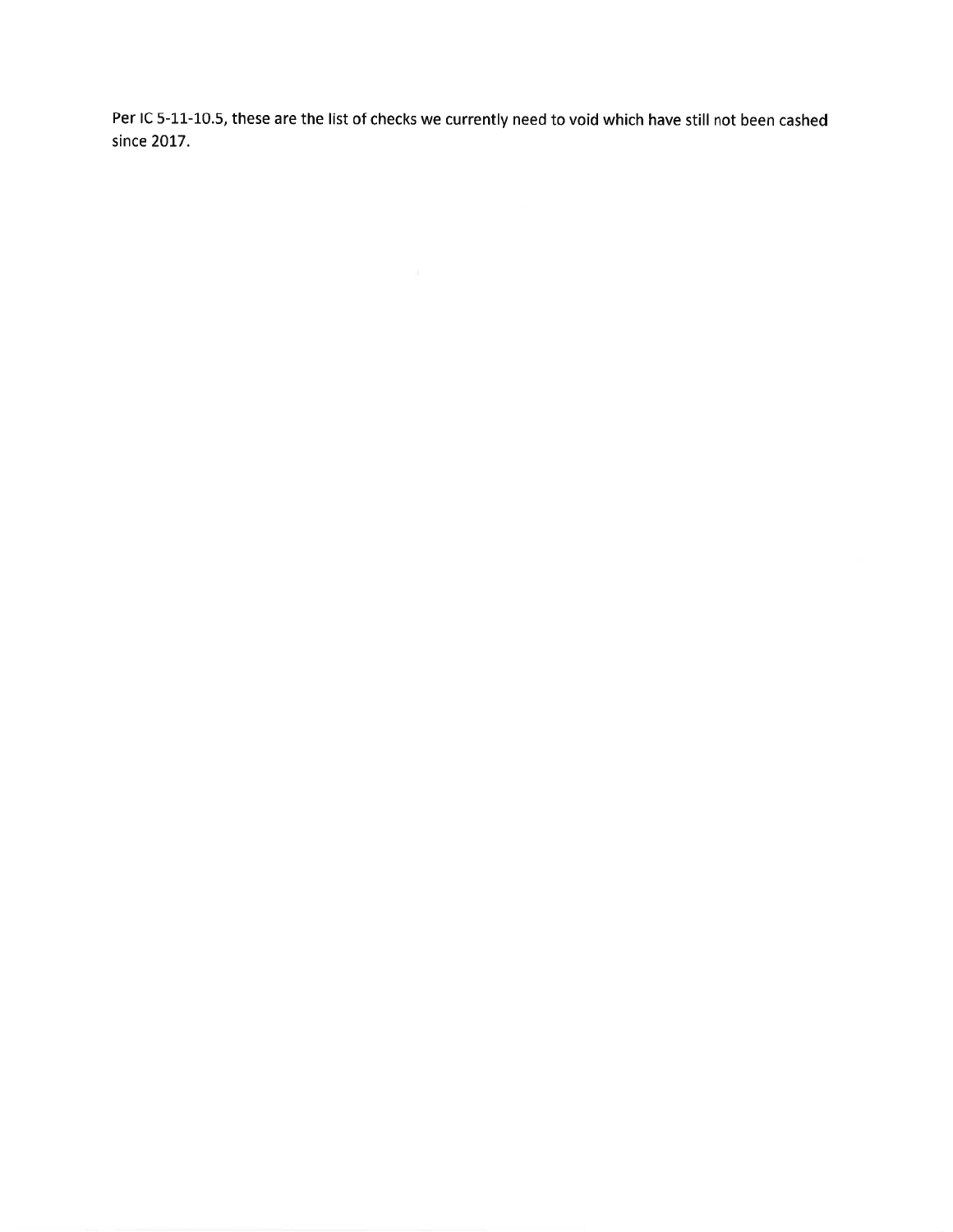Per IC 5-11-10.5, these are the list of checks we currently need to void which have still not been cashed since 2017.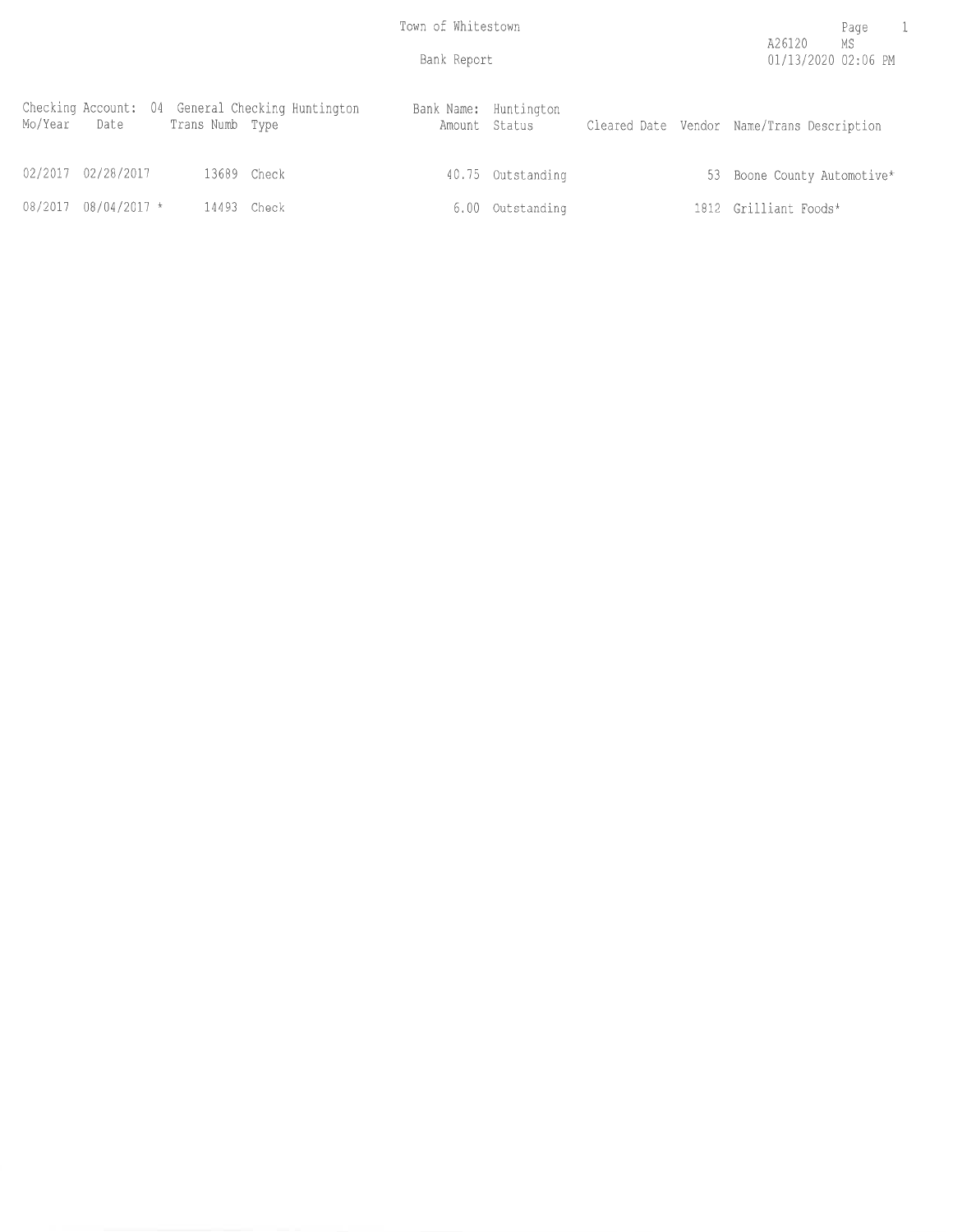Town of Whitestown

Bank Report

A26120 MS
01/13/2020 02:06 PM

Checking Account: 04 General Checking Huntington — Bank Name: Huntington

| Mo/Year | Date | Trans Numb | Type | Amount | Status | Cleared Date | Vendor | Name/Trans Description |
|---|---|---|---|---|---|---|---|---|
| 02/2017 | 02/28/2017 | 13689 | Check | 40.75 | Outstanding | | 53 | Boone County Automotive* |
| 08/2017 | 08/04/2017 * | 14493 | Check | 6.00 | Outstanding | | 1812 | Grilliant Foods* |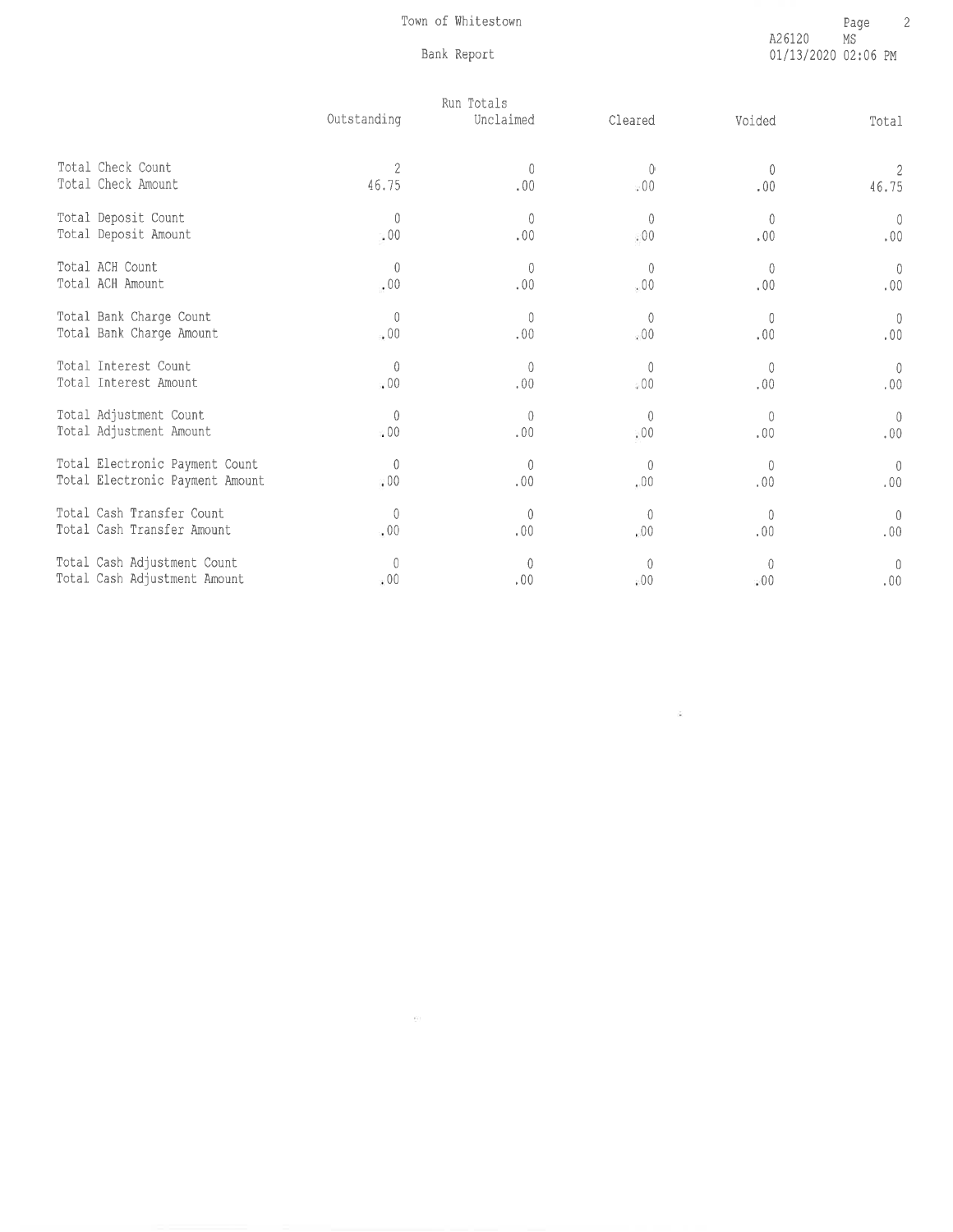Town of Whitestown

Bank Report

A26120 MS
01/13/2020 02:06 PM

| | Outstanding | Run Totals Unclaimed | Cleared | Voided | Total |
|---|---|---|---|---|---|
| Total Check Count | 2 | 0 | 0 | 0 | 2 |
| Total Check Amount | 46.75 | .00 | .00 | .00 | 46.75 |
| Total Deposit Count | 0 | 0 | 0 | 0 | 0 |
| Total Deposit Amount | .00 | .00 | .00 | .00 | .00 |
| Total ACH Count | 0 | 0 | 0 | 0 | 0 |
| Total ACH Amount | .00 | .00 | .00 | .00 | .00 |
| Total Bank Charge Count | 0 | 0 | 0 | 0 | 0 |
| Total Bank Charge Amount | .00 | .00 | .00 | .00 | .00 |
| Total Interest Count | 0 | 0 | 0 | 0 | 0 |
| Total Interest Amount | .00 | .00 | .00 | .00 | .00 |
| Total Adjustment Count | 0 | 0 | 0 | 0 | 0 |
| Total Adjustment Amount | .00 | .00 | .00 | .00 | .00 |
| Total Electronic Payment Count | 0 | 0 | 0 | 0 | 0 |
| Total Electronic Payment Amount | .00 | .00 | .00 | .00 | .00 |
| Total Cash Transfer Count | 0 | 0 | 0 | 0 | 0 |
| Total Cash Transfer Amount | .00 | .00 | .00 | .00 | .00 |
| Total Cash Adjustment Count | 0 | 0 | 0 | 0 | 0 |
| Total Cash Adjustment Amount | .00 | .00 | .00 | .00 | .00 |